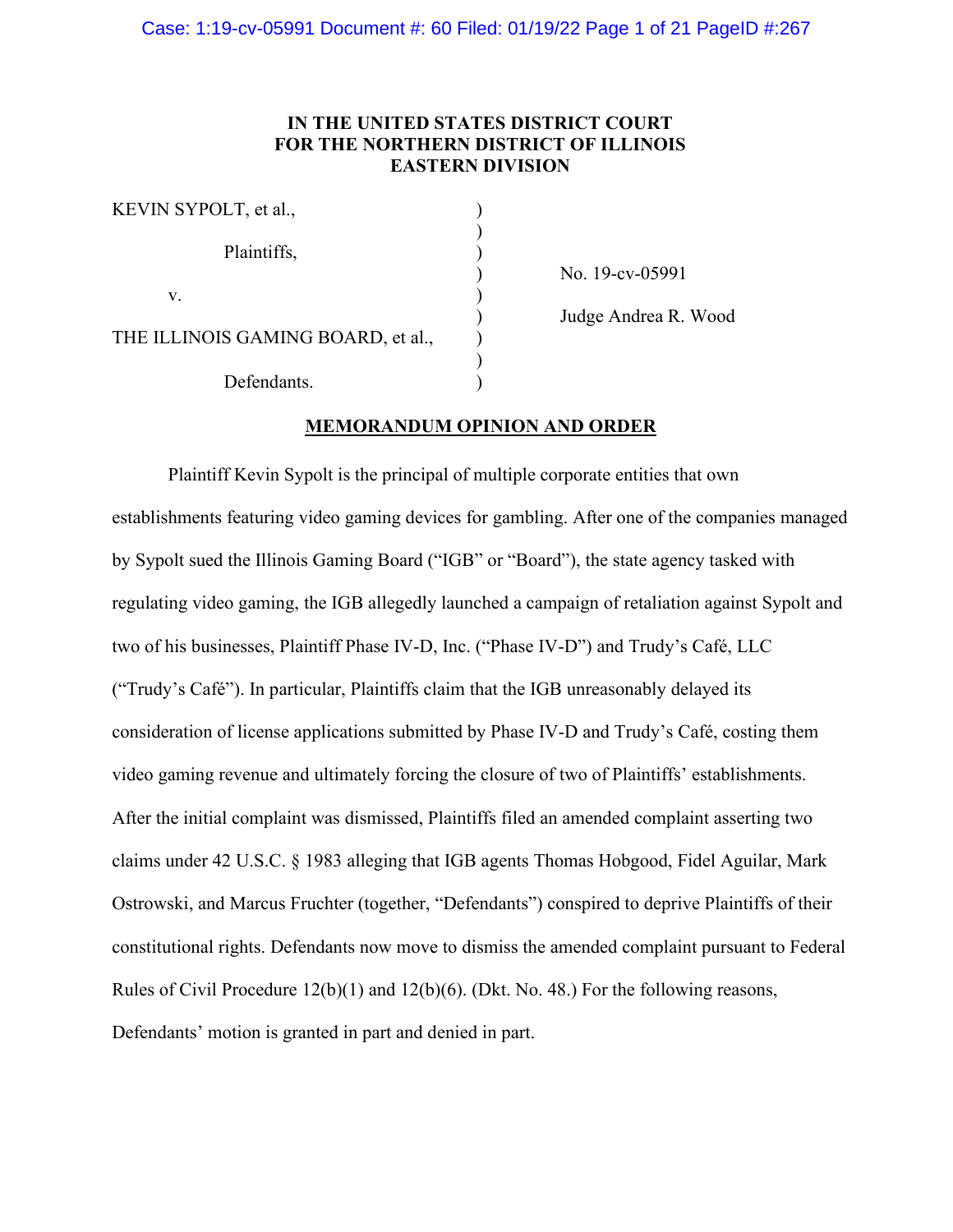**IN THE UNITED STATES DISTRICT COURT**
**FOR THE NORTHERN DISTRICT OF ILLINOIS**
**EASTERN DIVISION**

KEVIN SYPOLT, et al.,

Plaintiffs,

v.

THE ILLINOIS GAMING BOARD, et al.,

Defendants.

No. 19-cv-05991

Judge Andrea R. Wood

**MEMORANDUM OPINION AND ORDER**

Plaintiff Kevin Sypolt is the principal of multiple corporate entities that own establishments featuring video gaming devices for gambling. After one of the companies managed by Sypolt sued the Illinois Gaming Board ("IGB" or "Board"), the state agency tasked with regulating video gaming, the IGB allegedly launched a campaign of retaliation against Sypolt and two of his businesses, Plaintiff Phase IV-D, Inc. ("Phase IV-D") and Trudy's Café, LLC ("Trudy's Café"). In particular, Plaintiffs claim that the IGB unreasonably delayed its consideration of license applications submitted by Phase IV-D and Trudy's Café, costing them video gaming revenue and ultimately forcing the closure of two of Plaintiffs' establishments. After the initial complaint was dismissed, Plaintiffs filed an amended complaint asserting two claims under 42 U.S.C. § 1983 alleging that IGB agents Thomas Hobgood, Fidel Aguilar, Mark Ostrowski, and Marcus Fruchter (together, "Defendants") conspired to deprive Plaintiffs of their constitutional rights. Defendants now move to dismiss the amended complaint pursuant to Federal Rules of Civil Procedure 12(b)(1) and 12(b)(6). (Dkt. No. 48.) For the following reasons, Defendants' motion is granted in part and denied in part.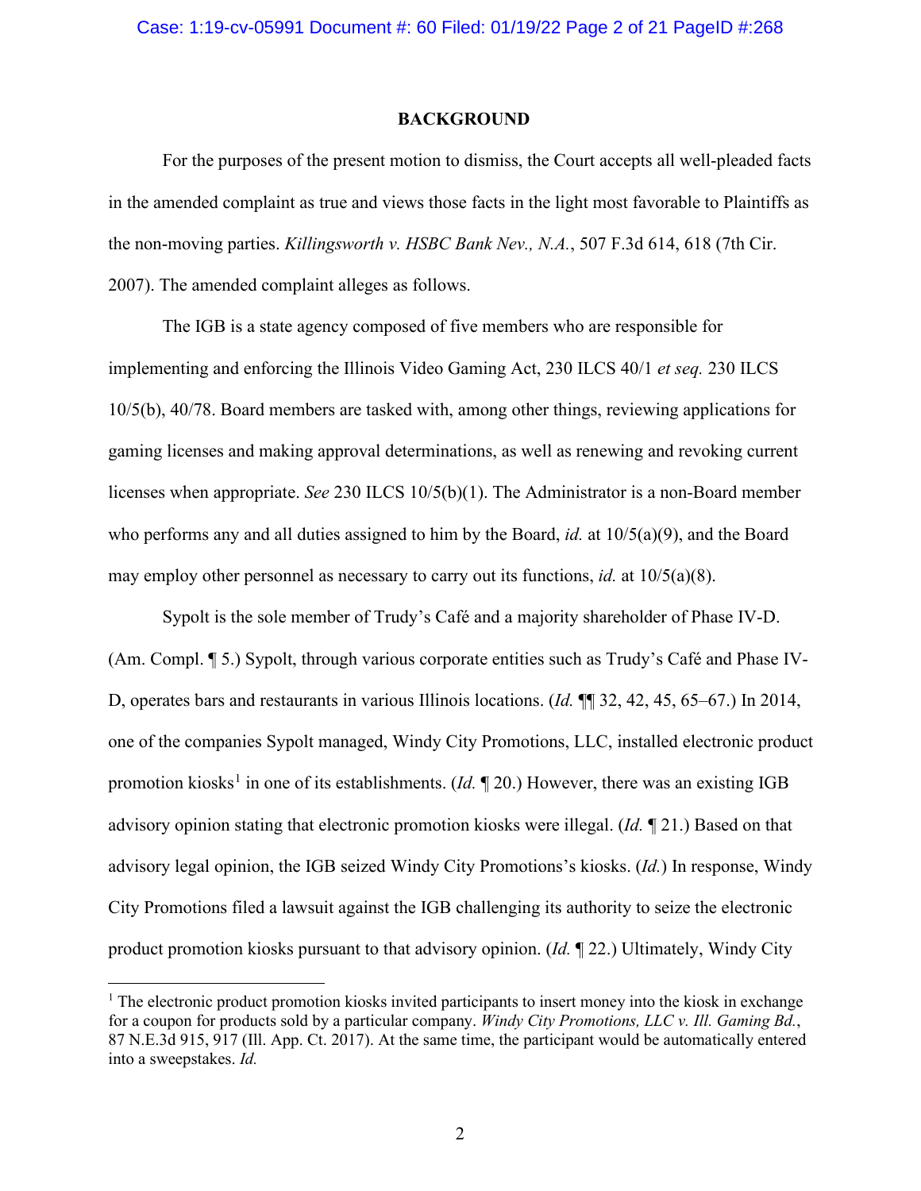**BACKGROUND**

For the purposes of the present motion to dismiss, the Court accepts all well-pleaded facts in the amended complaint as true and views those facts in the light most favorable to Plaintiffs as the non-moving parties. *Killingsworth v. HSBC Bank Nev., N.A.*, 507 F.3d 614, 618 (7th Cir. 2007). The amended complaint alleges as follows.

The IGB is a state agency composed of five members who are responsible for implementing and enforcing the Illinois Video Gaming Act, 230 ILCS 40/1 *et seq.* 230 ILCS 10/5(b), 40/78. Board members are tasked with, among other things, reviewing applications for gaming licenses and making approval determinations, as well as renewing and revoking current licenses when appropriate. *See* 230 ILCS 10/5(b)(1). The Administrator is a non-Board member who performs any and all duties assigned to him by the Board, *id.* at 10/5(a)(9), and the Board may employ other personnel as necessary to carry out its functions, *id.* at 10/5(a)(8).

Sypolt is the sole member of Trudy's Café and a majority shareholder of Phase IV-D. (Am. Compl. ¶ 5.) Sypolt, through various corporate entities such as Trudy's Café and Phase IV-D, operates bars and restaurants in various Illinois locations. (*Id.* ¶¶ 32, 42, 45, 65–67.) In 2014, one of the companies Sypolt managed, Windy City Promotions, LLC, installed electronic product promotion kiosks[1] in one of its establishments. (*Id.* ¶ 20.) However, there was an existing IGB advisory opinion stating that electronic promotion kiosks were illegal. (*Id.* ¶ 21.) Based on that advisory legal opinion, the IGB seized Windy City Promotions's kiosks. (*Id.*) In response, Windy City Promotions filed a lawsuit against the IGB challenging its authority to seize the electronic product promotion kiosks pursuant to that advisory opinion. (*Id.* ¶ 22.) Ultimately, Windy City

---

[1] The electronic product promotion kiosks invited participants to insert money into the kiosk in exchange for a coupon for products sold by a particular company. *Windy City Promotions, LLC v. Ill. Gaming Bd.*, 87 N.E.3d 915, 917 (Ill. App. Ct. 2017). At the same time, the participant would be automatically entered into a sweepstakes. *Id.*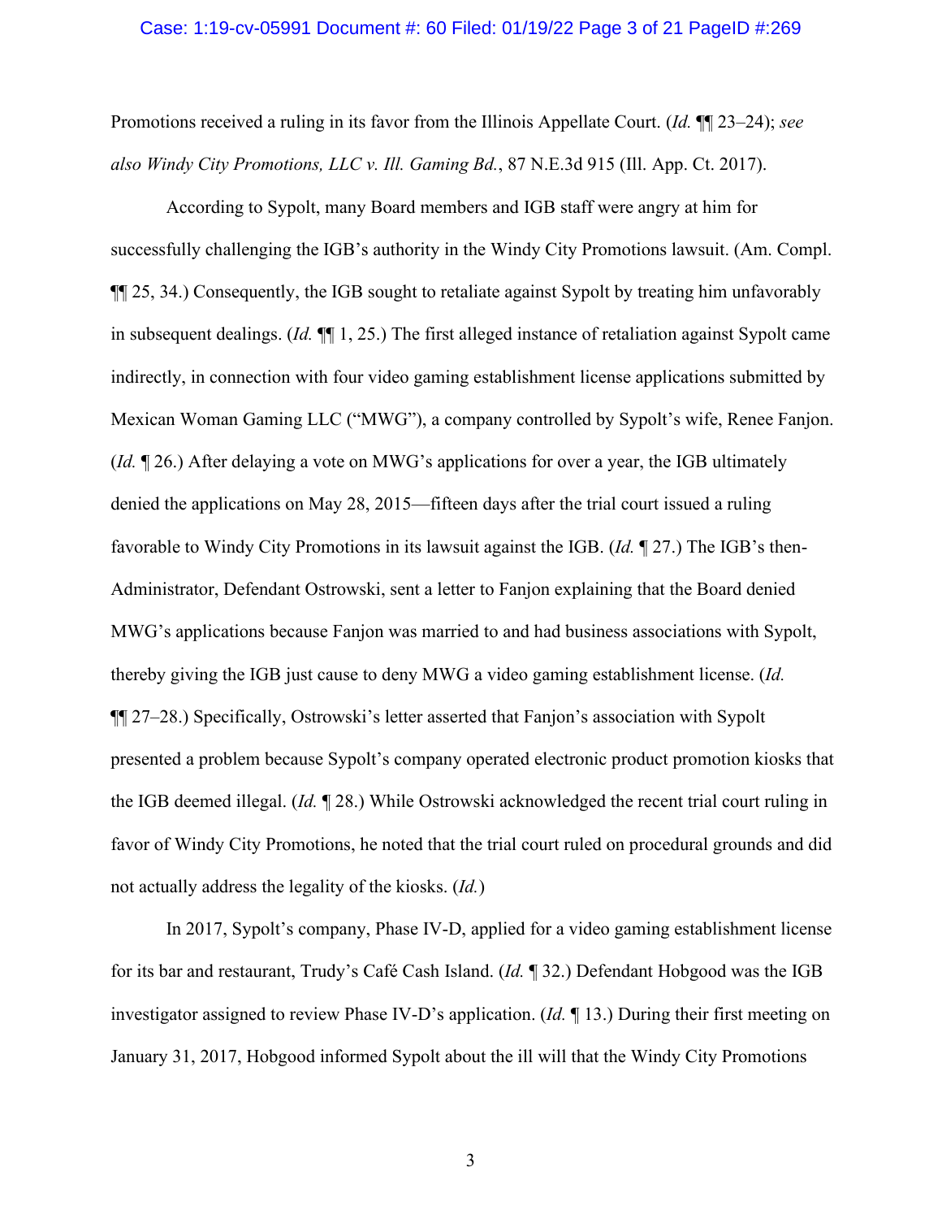Promotions received a ruling in its favor from the Illinois Appellate Court. (*Id.* ¶¶ 23–24); *see also Windy City Promotions, LLC v. Ill. Gaming Bd.*, 87 N.E.3d 915 (Ill. App. Ct. 2017).

According to Sypolt, many Board members and IGB staff were angry at him for successfully challenging the IGB's authority in the Windy City Promotions lawsuit. (Am. Compl. ¶¶ 25, 34.) Consequently, the IGB sought to retaliate against Sypolt by treating him unfavorably in subsequent dealings. (*Id.* ¶¶ 1, 25.) The first alleged instance of retaliation against Sypolt came indirectly, in connection with four video gaming establishment license applications submitted by Mexican Woman Gaming LLC ("MWG"), a company controlled by Sypolt's wife, Renee Fanjon. (*Id.* ¶ 26.) After delaying a vote on MWG's applications for over a year, the IGB ultimately denied the applications on May 28, 2015—fifteen days after the trial court issued a ruling favorable to Windy City Promotions in its lawsuit against the IGB. (*Id.* ¶ 27.) The IGB's then-Administrator, Defendant Ostrowski, sent a letter to Fanjon explaining that the Board denied MWG's applications because Fanjon was married to and had business associations with Sypolt, thereby giving the IGB just cause to deny MWG a video gaming establishment license. (*Id.* ¶¶ 27–28.) Specifically, Ostrowski's letter asserted that Fanjon's association with Sypolt presented a problem because Sypolt's company operated electronic product promotion kiosks that the IGB deemed illegal. (*Id.* ¶ 28.) While Ostrowski acknowledged the recent trial court ruling in favor of Windy City Promotions, he noted that the trial court ruled on procedural grounds and did not actually address the legality of the kiosks. (*Id.*)

In 2017, Sypolt's company, Phase IV-D, applied for a video gaming establishment license for its bar and restaurant, Trudy's Café Cash Island. (*Id.* ¶ 32.) Defendant Hobgood was the IGB investigator assigned to review Phase IV-D's application. (*Id.* ¶ 13.) During their first meeting on January 31, 2017, Hobgood informed Sypolt about the ill will that the Windy City Promotions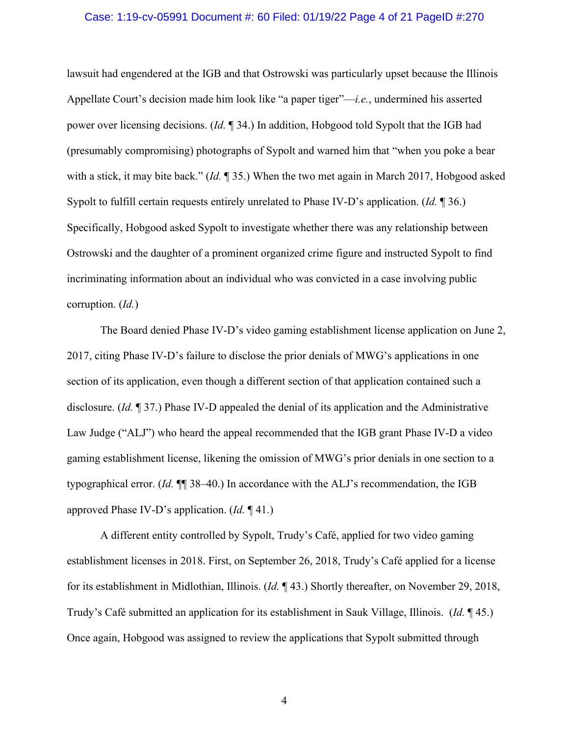lawsuit had engendered at the IGB and that Ostrowski was particularly upset because the Illinois Appellate Court's decision made him look like "a paper tiger"—*i.e.*, undermined his asserted power over licensing decisions. (*Id.* ¶ 34.) In addition, Hobgood told Sypolt that the IGB had (presumably compromising) photographs of Sypolt and warned him that "when you poke a bear with a stick, it may bite back." (*Id.* ¶ 35.) When the two met again in March 2017, Hobgood asked Sypolt to fulfill certain requests entirely unrelated to Phase IV-D's application. (*Id.* ¶ 36.) Specifically, Hobgood asked Sypolt to investigate whether there was any relationship between Ostrowski and the daughter of a prominent organized crime figure and instructed Sypolt to find incriminating information about an individual who was convicted in a case involving public corruption. (*Id.*)

The Board denied Phase IV-D's video gaming establishment license application on June 2, 2017, citing Phase IV-D's failure to disclose the prior denials of MWG's applications in one section of its application, even though a different section of that application contained such a disclosure. (*Id.* ¶ 37.) Phase IV-D appealed the denial of its application and the Administrative Law Judge ("ALJ") who heard the appeal recommended that the IGB grant Phase IV-D a video gaming establishment license, likening the omission of MWG's prior denials in one section to a typographical error. (*Id.* ¶¶ 38–40.) In accordance with the ALJ's recommendation, the IGB approved Phase IV-D's application. (*Id.* ¶ 41.)

A different entity controlled by Sypolt, Trudy's Café, applied for two video gaming establishment licenses in 2018. First, on September 26, 2018, Trudy's Café applied for a license for its establishment in Midlothian, Illinois. (*Id.* ¶ 43.) Shortly thereafter, on November 29, 2018, Trudy's Café submitted an application for its establishment in Sauk Village, Illinois. (*Id.* ¶ 45.) Once again, Hobgood was assigned to review the applications that Sypolt submitted through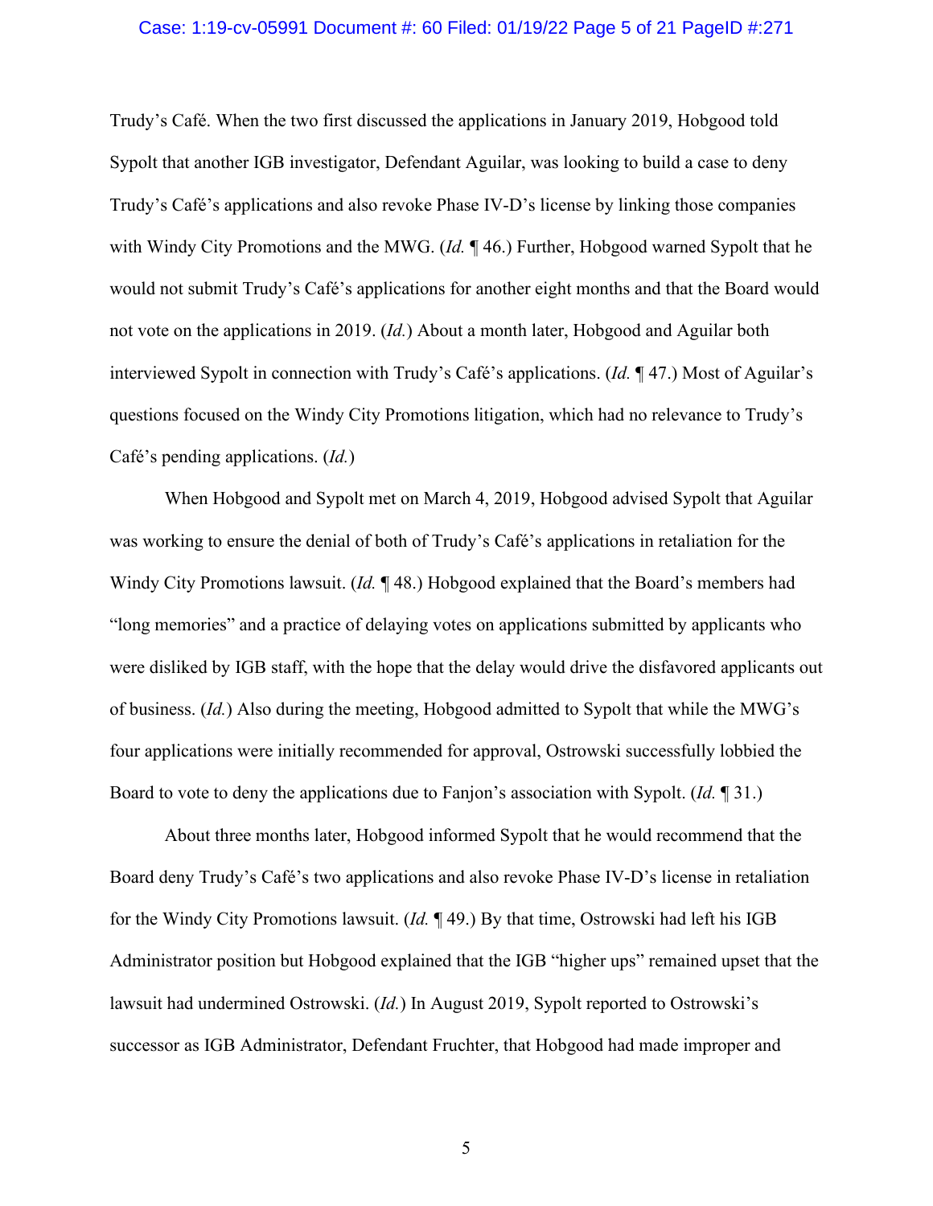Trudy's Café. When the two first discussed the applications in January 2019, Hobgood told Sypolt that another IGB investigator, Defendant Aguilar, was looking to build a case to deny Trudy's Café's applications and also revoke Phase IV-D's license by linking those companies with Windy City Promotions and the MWG. (*Id.* ¶ 46.) Further, Hobgood warned Sypolt that he would not submit Trudy's Café's applications for another eight months and that the Board would not vote on the applications in 2019. (*Id.*) About a month later, Hobgood and Aguilar both interviewed Sypolt in connection with Trudy's Café's applications. (*Id.* ¶ 47.) Most of Aguilar's questions focused on the Windy City Promotions litigation, which had no relevance to Trudy's Café's pending applications. (*Id.*)

When Hobgood and Sypolt met on March 4, 2019, Hobgood advised Sypolt that Aguilar was working to ensure the denial of both of Trudy's Café's applications in retaliation for the Windy City Promotions lawsuit. (*Id.* ¶ 48.) Hobgood explained that the Board's members had "long memories" and a practice of delaying votes on applications submitted by applicants who were disliked by IGB staff, with the hope that the delay would drive the disfavored applicants out of business. (*Id.*) Also during the meeting, Hobgood admitted to Sypolt that while the MWG's four applications were initially recommended for approval, Ostrowski successfully lobbied the Board to vote to deny the applications due to Fanjon's association with Sypolt. (*Id.* ¶ 31.)

About three months later, Hobgood informed Sypolt that he would recommend that the Board deny Trudy's Café's two applications and also revoke Phase IV-D's license in retaliation for the Windy City Promotions lawsuit. (*Id.* ¶ 49.) By that time, Ostrowski had left his IGB Administrator position but Hobgood explained that the IGB "higher ups" remained upset that the lawsuit had undermined Ostrowski. (*Id.*) In August 2019, Sypolt reported to Ostrowski's successor as IGB Administrator, Defendant Fruchter, that Hobgood had made improper and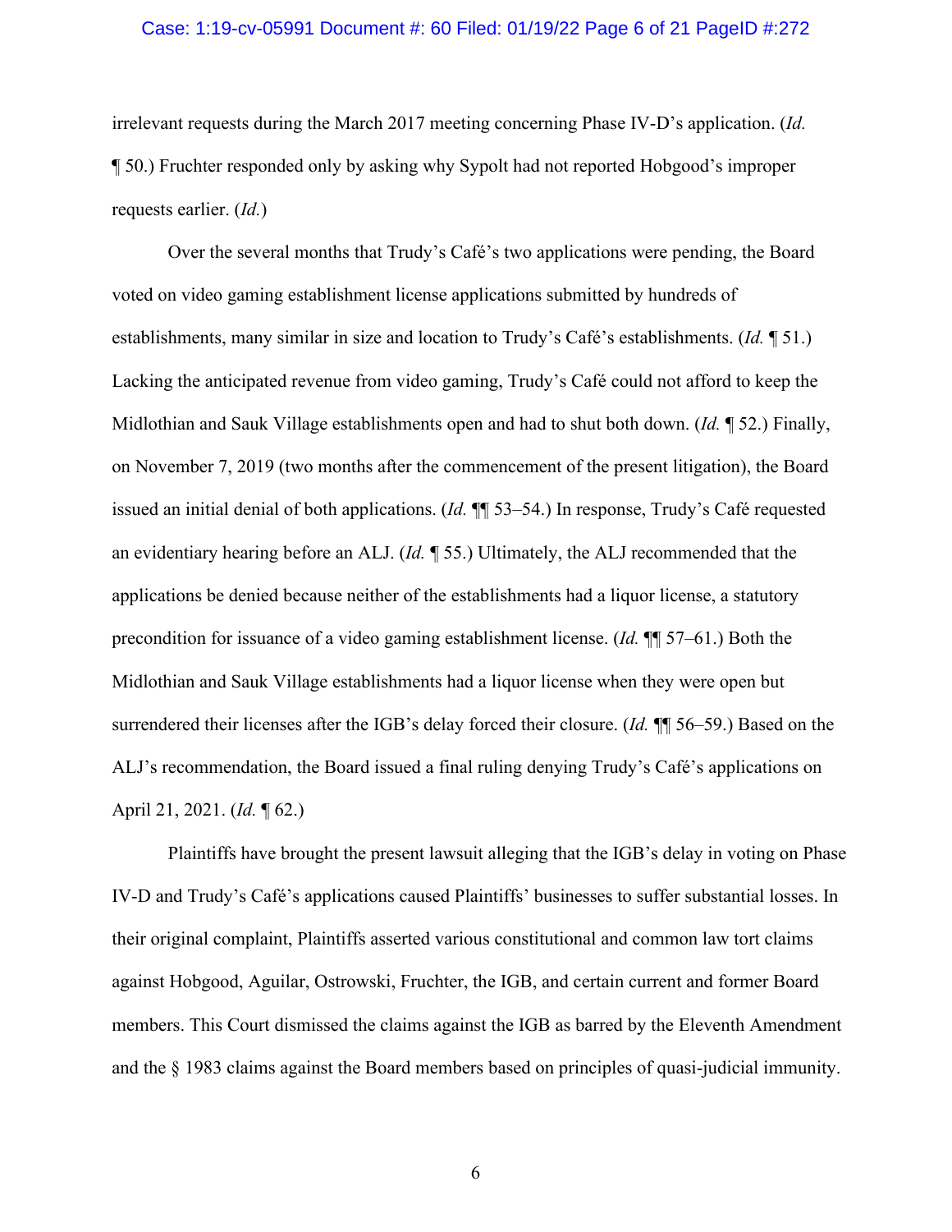irrelevant requests during the March 2017 meeting concerning Phase IV-D's application. (*Id.* ¶ 50.) Fruchter responded only by asking why Sypolt had not reported Hobgood's improper requests earlier. (*Id.*)

Over the several months that Trudy's Café's two applications were pending, the Board voted on video gaming establishment license applications submitted by hundreds of establishments, many similar in size and location to Trudy's Café's establishments. (*Id.* ¶ 51.) Lacking the anticipated revenue from video gaming, Trudy's Café could not afford to keep the Midlothian and Sauk Village establishments open and had to shut both down. (*Id.* ¶ 52.) Finally, on November 7, 2019 (two months after the commencement of the present litigation), the Board issued an initial denial of both applications. (*Id.* ¶¶ 53–54.) In response, Trudy's Café requested an evidentiary hearing before an ALJ. (*Id.* ¶ 55.) Ultimately, the ALJ recommended that the applications be denied because neither of the establishments had a liquor license, a statutory precondition for issuance of a video gaming establishment license. (*Id.* ¶¶ 57–61.) Both the Midlothian and Sauk Village establishments had a liquor license when they were open but surrendered their licenses after the IGB's delay forced their closure. (*Id.* ¶¶ 56–59.) Based on the ALJ's recommendation, the Board issued a final ruling denying Trudy's Café's applications on April 21, 2021. (*Id.* ¶ 62.)

Plaintiffs have brought the present lawsuit alleging that the IGB's delay in voting on Phase IV-D and Trudy's Café's applications caused Plaintiffs' businesses to suffer substantial losses. In their original complaint, Plaintiffs asserted various constitutional and common law tort claims against Hobgood, Aguilar, Ostrowski, Fruchter, the IGB, and certain current and former Board members. This Court dismissed the claims against the IGB as barred by the Eleventh Amendment and the § 1983 claims against the Board members based on principles of quasi-judicial immunity.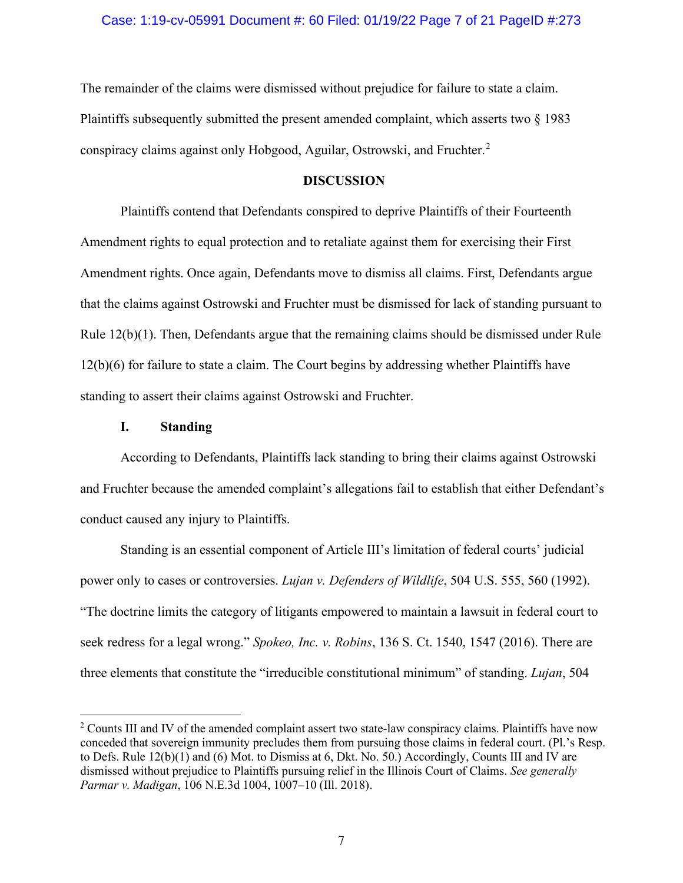The remainder of the claims were dismissed without prejudice for failure to state a claim. Plaintiffs subsequently submitted the present amended complaint, which asserts two § 1983 conspiracy claims against only Hobgood, Aguilar, Ostrowski, and Fruchter.[2]

## DISCUSSION

Plaintiffs contend that Defendants conspired to deprive Plaintiffs of their Fourteenth Amendment rights to equal protection and to retaliate against them for exercising their First Amendment rights. Once again, Defendants move to dismiss all claims. First, Defendants argue that the claims against Ostrowski and Fruchter must be dismissed for lack of standing pursuant to Rule 12(b)(1). Then, Defendants argue that the remaining claims should be dismissed under Rule 12(b)(6) for failure to state a claim. The Court begins by addressing whether Plaintiffs have standing to assert their claims against Ostrowski and Fruchter.

### I. Standing

According to Defendants, Plaintiffs lack standing to bring their claims against Ostrowski and Fruchter because the amended complaint's allegations fail to establish that either Defendant's conduct caused any injury to Plaintiffs.

Standing is an essential component of Article III's limitation of federal courts' judicial power only to cases or controversies. *Lujan v. Defenders of Wildlife*, 504 U.S. 555, 560 (1992). "The doctrine limits the category of litigants empowered to maintain a lawsuit in federal court to seek redress for a legal wrong." *Spokeo, Inc. v. Robins*, 136 S. Ct. 1540, 1547 (2016). There are three elements that constitute the "irreducible constitutional minimum" of standing. *Lujan*, 504

---

[2] Counts III and IV of the amended complaint assert two state-law conspiracy claims. Plaintiffs have now conceded that sovereign immunity precludes them from pursuing those claims in federal court. (Pl.'s Resp. to Defs. Rule 12(b)(1) and (6) Mot. to Dismiss at 6, Dkt. No. 50.) Accordingly, Counts III and IV are dismissed without prejudice to Plaintiffs pursuing relief in the Illinois Court of Claims. *See generally Parmar v. Madigan*, 106 N.E.3d 1004, 1007–10 (Ill. 2018).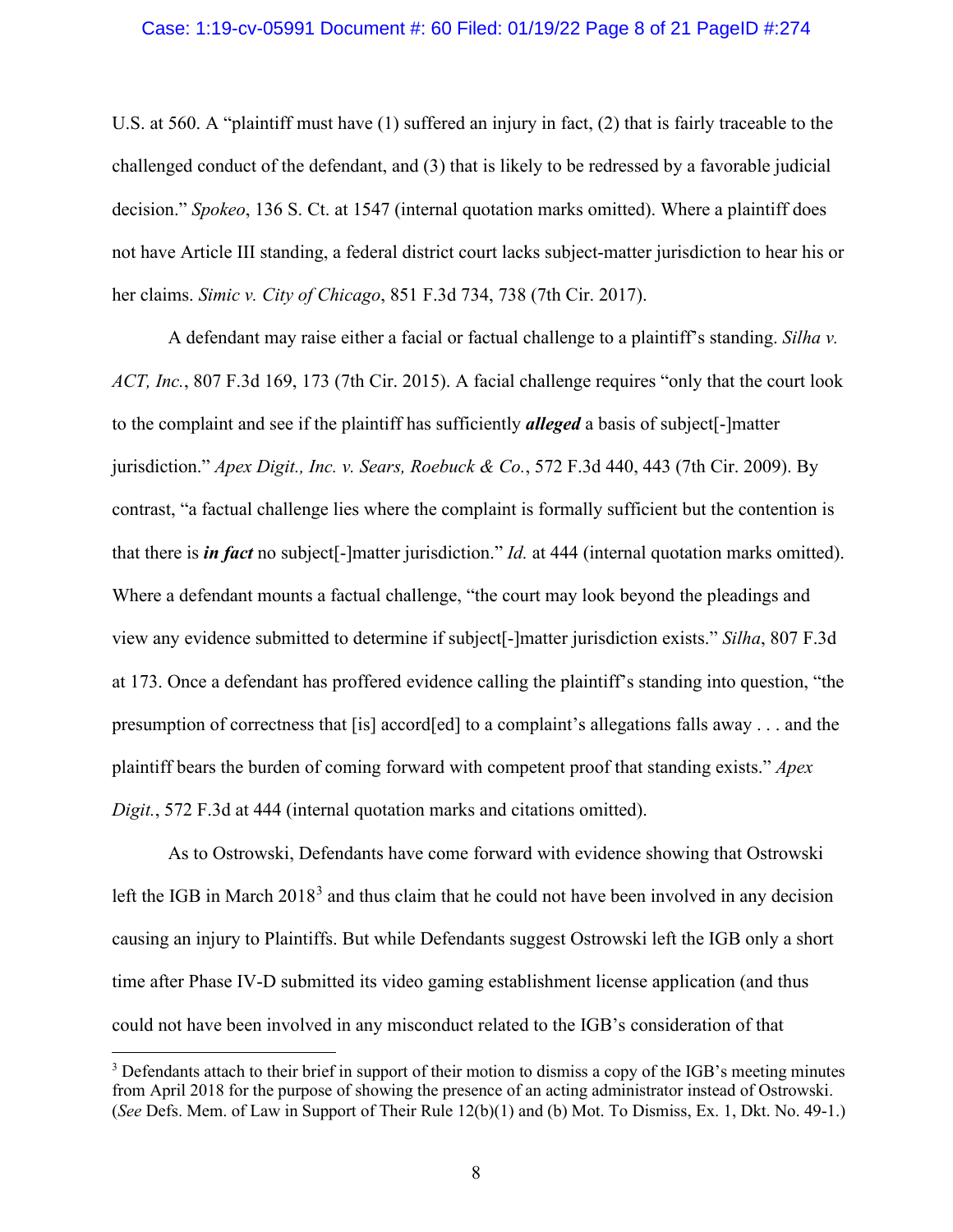U.S. at 560. A "plaintiff must have (1) suffered an injury in fact, (2) that is fairly traceable to the challenged conduct of the defendant, and (3) that is likely to be redressed by a favorable judicial decision." *Spokeo*, 136 S. Ct. at 1547 (internal quotation marks omitted). Where a plaintiff does not have Article III standing, a federal district court lacks subject-matter jurisdiction to hear his or her claims. *Simic v. City of Chicago*, 851 F.3d 734, 738 (7th Cir. 2017).

A defendant may raise either a facial or factual challenge to a plaintiff's standing. *Silha v. ACT, Inc.*, 807 F.3d 169, 173 (7th Cir. 2015). A facial challenge requires "only that the court look to the complaint and see if the plaintiff has sufficiently ***alleged*** a basis of subject[-]matter jurisdiction." *Apex Digit., Inc. v. Sears, Roebuck & Co.*, 572 F.3d 440, 443 (7th Cir. 2009). By contrast, "a factual challenge lies where the complaint is formally sufficient but the contention is that there is ***in fact*** no subject[-]matter jurisdiction." *Id.* at 444 (internal quotation marks omitted). Where a defendant mounts a factual challenge, "the court may look beyond the pleadings and view any evidence submitted to determine if subject[-]matter jurisdiction exists." *Silha*, 807 F.3d at 173. Once a defendant has proffered evidence calling the plaintiff's standing into question, "the presumption of correctness that [is] accord[ed] to a complaint's allegations falls away . . . and the plaintiff bears the burden of coming forward with competent proof that standing exists." *Apex Digit.*, 572 F.3d at 444 (internal quotation marks and citations omitted).

As to Ostrowski, Defendants have come forward with evidence showing that Ostrowski left the IGB in March 2018[3] and thus claim that he could not have been involved in any decision causing an injury to Plaintiffs. But while Defendants suggest Ostrowski left the IGB only a short time after Phase IV-D submitted its video gaming establishment license application (and thus could not have been involved in any misconduct related to the IGB's consideration of that

[3] Defendants attach to their brief in support of their motion to dismiss a copy of the IGB's meeting minutes from April 2018 for the purpose of showing the presence of an acting administrator instead of Ostrowski. (*See* Defs. Mem. of Law in Support of Their Rule 12(b)(1) and (b) Mot. To Dismiss, Ex. 1, Dkt. No. 49-1.)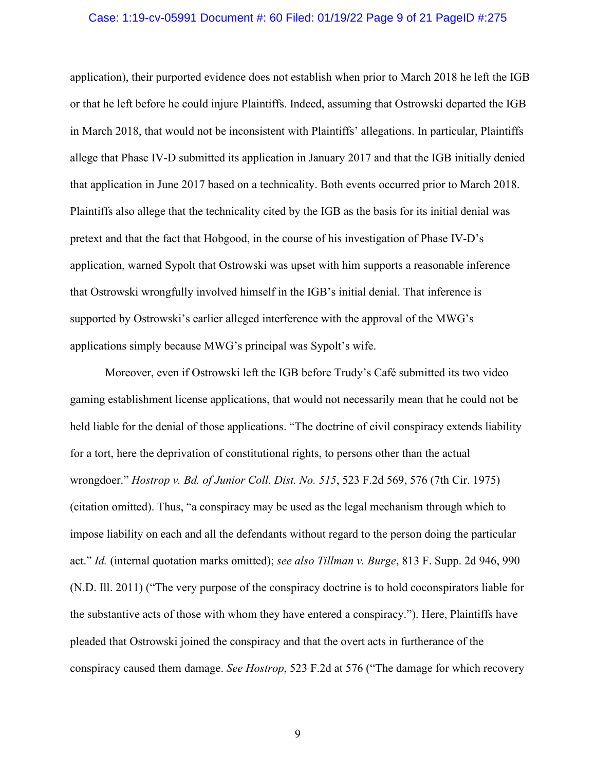application), their purported evidence does not establish when prior to March 2018 he left the IGB or that he left before he could injure Plaintiffs. Indeed, assuming that Ostrowski departed the IGB in March 2018, that would not be inconsistent with Plaintiffs' allegations. In particular, Plaintiffs allege that Phase IV-D submitted its application in January 2017 and that the IGB initially denied that application in June 2017 based on a technicality. Both events occurred prior to March 2018. Plaintiffs also allege that the technicality cited by the IGB as the basis for its initial denial was pretext and that the fact that Hobgood, in the course of his investigation of Phase IV-D's application, warned Sypolt that Ostrowski was upset with him supports a reasonable inference that Ostrowski wrongfully involved himself in the IGB's initial denial. That inference is supported by Ostrowski's earlier alleged interference with the approval of the MWG's applications simply because MWG's principal was Sypolt's wife.

Moreover, even if Ostrowski left the IGB before Trudy's Café submitted its two video gaming establishment license applications, that would not necessarily mean that he could not be held liable for the denial of those applications. "The doctrine of civil conspiracy extends liability for a tort, here the deprivation of constitutional rights, to persons other than the actual wrongdoer." *Hostrop v. Bd. of Junior Coll. Dist. No. 515*, 523 F.2d 569, 576 (7th Cir. 1975) (citation omitted). Thus, "a conspiracy may be used as the legal mechanism through which to impose liability on each and all the defendants without regard to the person doing the particular act." *Id.* (internal quotation marks omitted); *see also Tillman v. Burge*, 813 F. Supp. 2d 946, 990 (N.D. Ill. 2011) ("The very purpose of the conspiracy doctrine is to hold coconspirators liable for the substantive acts of those with whom they have entered a conspiracy."). Here, Plaintiffs have pleaded that Ostrowski joined the conspiracy and that the overt acts in furtherance of the conspiracy caused them damage. *See Hostrop*, 523 F.2d at 576 ("The damage for which recovery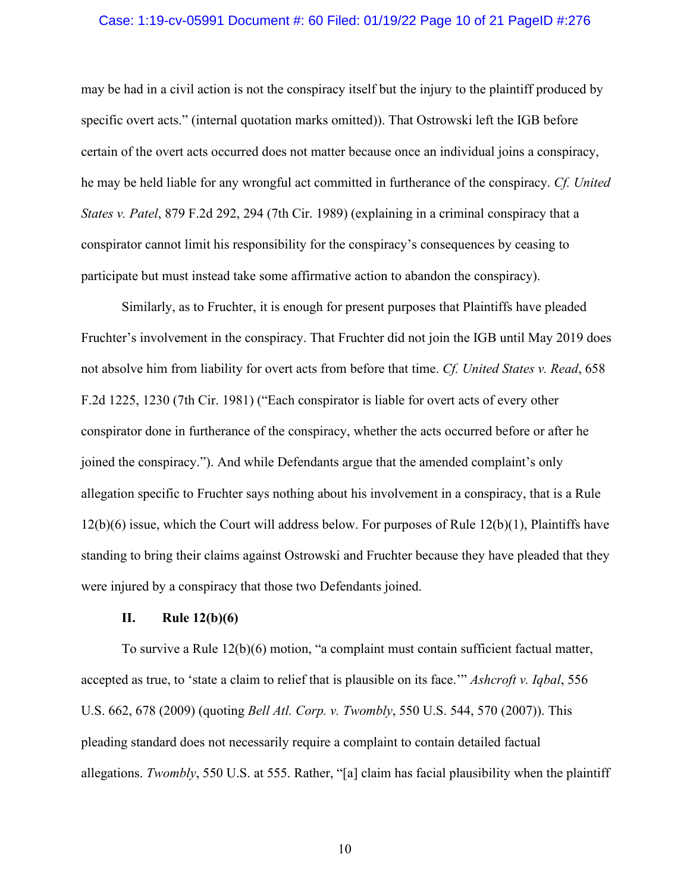may be had in a civil action is not the conspiracy itself but the injury to the plaintiff produced by specific overt acts." (internal quotation marks omitted)). That Ostrowski left the IGB before certain of the overt acts occurred does not matter because once an individual joins a conspiracy, he may be held liable for any wrongful act committed in furtherance of the conspiracy. *Cf. United States v. Patel*, 879 F.2d 292, 294 (7th Cir. 1989) (explaining in a criminal conspiracy that a conspirator cannot limit his responsibility for the conspiracy's consequences by ceasing to participate but must instead take some affirmative action to abandon the conspiracy).

Similarly, as to Fruchter, it is enough for present purposes that Plaintiffs have pleaded Fruchter's involvement in the conspiracy. That Fruchter did not join the IGB until May 2019 does not absolve him from liability for overt acts from before that time. *Cf. United States v. Read*, 658 F.2d 1225, 1230 (7th Cir. 1981) ("Each conspirator is liable for overt acts of every other conspirator done in furtherance of the conspiracy, whether the acts occurred before or after he joined the conspiracy."). And while Defendants argue that the amended complaint's only allegation specific to Fruchter says nothing about his involvement in a conspiracy, that is a Rule 12(b)(6) issue, which the Court will address below. For purposes of Rule 12(b)(1), Plaintiffs have standing to bring their claims against Ostrowski and Fruchter because they have pleaded that they were injured by a conspiracy that those two Defendants joined.

## II. Rule 12(b)(6)

To survive a Rule 12(b)(6) motion, "a complaint must contain sufficient factual matter, accepted as true, to 'state a claim to relief that is plausible on its face.'" *Ashcroft v. Iqbal*, 556 U.S. 662, 678 (2009) (quoting *Bell Atl. Corp. v. Twombly*, 550 U.S. 544, 570 (2007)). This pleading standard does not necessarily require a complaint to contain detailed factual allegations. *Twombly*, 550 U.S. at 555. Rather, "[a] claim has facial plausibility when the plaintiff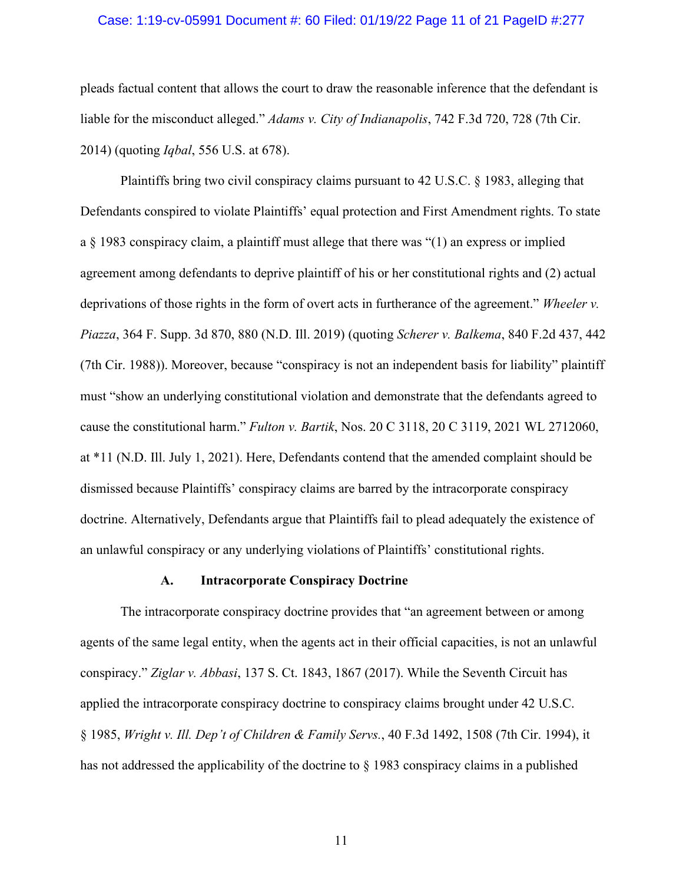pleads factual content that allows the court to draw the reasonable inference that the defendant is liable for the misconduct alleged." *Adams v. City of Indianapolis*, 742 F.3d 720, 728 (7th Cir. 2014) (quoting *Iqbal*, 556 U.S. at 678).

Plaintiffs bring two civil conspiracy claims pursuant to 42 U.S.C. § 1983, alleging that Defendants conspired to violate Plaintiffs' equal protection and First Amendment rights. To state a § 1983 conspiracy claim, a plaintiff must allege that there was "(1) an express or implied agreement among defendants to deprive plaintiff of his or her constitutional rights and (2) actual deprivations of those rights in the form of overt acts in furtherance of the agreement." *Wheeler v. Piazza*, 364 F. Supp. 3d 870, 880 (N.D. Ill. 2019) (quoting *Scherer v. Balkema*, 840 F.2d 437, 442 (7th Cir. 1988)). Moreover, because "conspiracy is not an independent basis for liability" plaintiff must "show an underlying constitutional violation and demonstrate that the defendants agreed to cause the constitutional harm." *Fulton v. Bartik*, Nos. 20 C 3118, 20 C 3119, 2021 WL 2712060, at *11 (N.D. Ill. July 1, 2021). Here, Defendants contend that the amended complaint should be dismissed because Plaintiffs' conspiracy claims are barred by the intracorporate conspiracy doctrine. Alternatively, Defendants argue that Plaintiffs fail to plead adequately the existence of an unlawful conspiracy or any underlying violations of Plaintiffs' constitutional rights.

### A. Intracorporate Conspiracy Doctrine

The intracorporate conspiracy doctrine provides that "an agreement between or among agents of the same legal entity, when the agents act in their official capacities, is not an unlawful conspiracy." *Ziglar v. Abbasi*, 137 S. Ct. 1843, 1867 (2017). While the Seventh Circuit has applied the intracorporate conspiracy doctrine to conspiracy claims brought under 42 U.S.C. § 1985, *Wright v. Ill. Dep't of Children & Family Servs.*, 40 F.3d 1492, 1508 (7th Cir. 1994), it has not addressed the applicability of the doctrine to § 1983 conspiracy claims in a published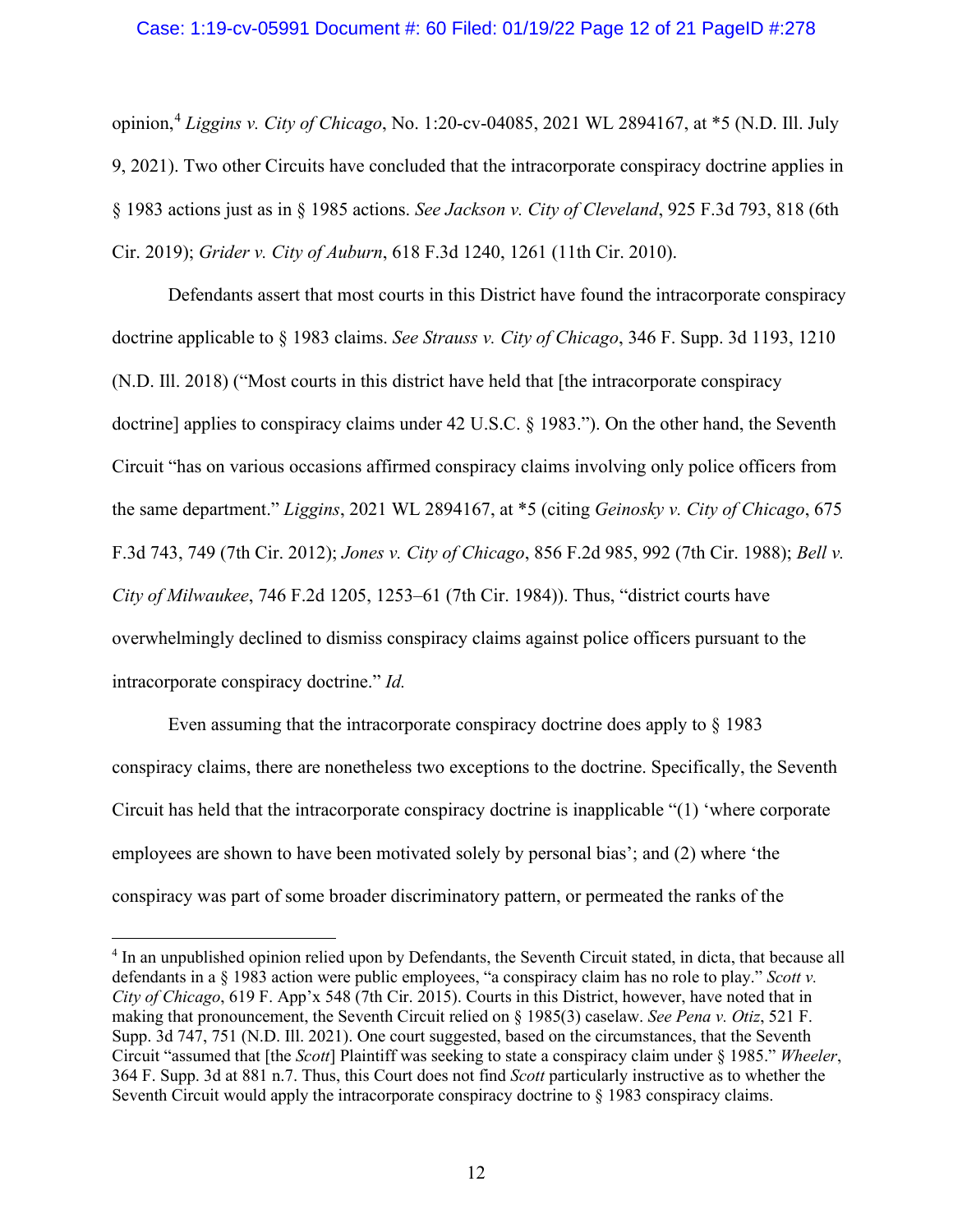opinion,[4] *Liggins v. City of Chicago*, No. 1:20-cv-04085, 2021 WL 2894167, at *5 (N.D. Ill. July 9, 2021). Two other Circuits have concluded that the intracorporate conspiracy doctrine applies in § 1983 actions just as in § 1985 actions. *See Jackson v. City of Cleveland*, 925 F.3d 793, 818 (6th Cir. 2019); *Grider v. City of Auburn*, 618 F.3d 1240, 1261 (11th Cir. 2010).

Defendants assert that most courts in this District have found the intracorporate conspiracy doctrine applicable to § 1983 claims. *See Strauss v. City of Chicago*, 346 F. Supp. 3d 1193, 1210 (N.D. Ill. 2018) ("Most courts in this district have held that [the intracorporate conspiracy doctrine] applies to conspiracy claims under 42 U.S.C. § 1983."). On the other hand, the Seventh Circuit "has on various occasions affirmed conspiracy claims involving only police officers from the same department." *Liggins*, 2021 WL 2894167, at *5 (citing *Geinosky v. City of Chicago*, 675 F.3d 743, 749 (7th Cir. 2012); *Jones v. City of Chicago*, 856 F.2d 985, 992 (7th Cir. 1988); *Bell v. City of Milwaukee*, 746 F.2d 1205, 1253–61 (7th Cir. 1984)). Thus, "district courts have overwhelmingly declined to dismiss conspiracy claims against police officers pursuant to the intracorporate conspiracy doctrine." *Id.*

Even assuming that the intracorporate conspiracy doctrine does apply to § 1983 conspiracy claims, there are nonetheless two exceptions to the doctrine. Specifically, the Seventh Circuit has held that the intracorporate conspiracy doctrine is inapplicable "(1) 'where corporate employees are shown to have been motivated solely by personal bias'; and (2) where 'the conspiracy was part of some broader discriminatory pattern, or permeated the ranks of the

---

[4] In an unpublished opinion relied upon by Defendants, the Seventh Circuit stated, in dicta, that because all defendants in a § 1983 action were public employees, "a conspiracy claim has no role to play." *Scott v. City of Chicago*, 619 F. App'x 548 (7th Cir. 2015). Courts in this District, however, have noted that in making that pronouncement, the Seventh Circuit relied on § 1985(3) caselaw. *See Pena v. Otiz*, 521 F. Supp. 3d 747, 751 (N.D. Ill. 2021). One court suggested, based on the circumstances, that the Seventh Circuit "assumed that [the *Scott*] Plaintiff was seeking to state a conspiracy claim under § 1985." *Wheeler*, 364 F. Supp. 3d at 881 n.7. Thus, this Court does not find *Scott* particularly instructive as to whether the Seventh Circuit would apply the intracorporate conspiracy doctrine to § 1983 conspiracy claims.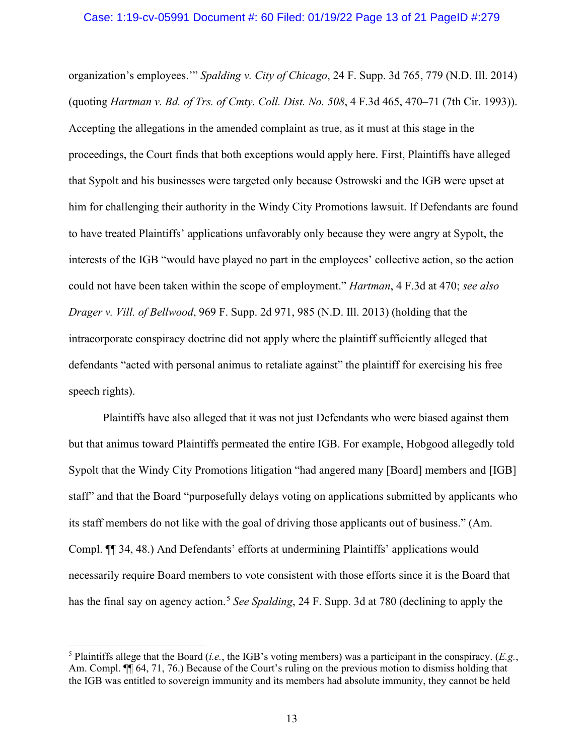organization's employees.'" *Spalding v. City of Chicago*, 24 F. Supp. 3d 765, 779 (N.D. Ill. 2014) (quoting *Hartman v. Bd. of Trs. of Cmty. Coll. Dist. No. 508*, 4 F.3d 465, 470–71 (7th Cir. 1993)). Accepting the allegations in the amended complaint as true, as it must at this stage in the proceedings, the Court finds that both exceptions would apply here. First, Plaintiffs have alleged that Sypolt and his businesses were targeted only because Ostrowski and the IGB were upset at him for challenging their authority in the Windy City Promotions lawsuit. If Defendants are found to have treated Plaintiffs' applications unfavorably only because they were angry at Sypolt, the interests of the IGB "would have played no part in the employees' collective action, so the action could not have been taken within the scope of employment." *Hartman*, 4 F.3d at 470; *see also Drager v. Vill. of Bellwood*, 969 F. Supp. 2d 971, 985 (N.D. Ill. 2013) (holding that the intracorporate conspiracy doctrine did not apply where the plaintiff sufficiently alleged that defendants "acted with personal animus to retaliate against" the plaintiff for exercising his free speech rights).

Plaintiffs have also alleged that it was not just Defendants who were biased against them but that animus toward Plaintiffs permeated the entire IGB. For example, Hobgood allegedly told Sypolt that the Windy City Promotions litigation "had angered many [Board] members and [IGB] staff" and that the Board "purposefully delays voting on applications submitted by applicants who its staff members do not like with the goal of driving those applicants out of business." (Am. Compl. ¶¶ 34, 48.) And Defendants' efforts at undermining Plaintiffs' applications would necessarily require Board members to vote consistent with those efforts since it is the Board that has the final say on agency action.[5] *See Spalding*, 24 F. Supp. 3d at 780 (declining to apply the

[5] Plaintiffs allege that the Board (*i.e.*, the IGB's voting members) was a participant in the conspiracy. (*E.g.*, Am. Compl. ¶¶ 64, 71, 76.) Because of the Court's ruling on the previous motion to dismiss holding that the IGB was entitled to sovereign immunity and its members had absolute immunity, they cannot be held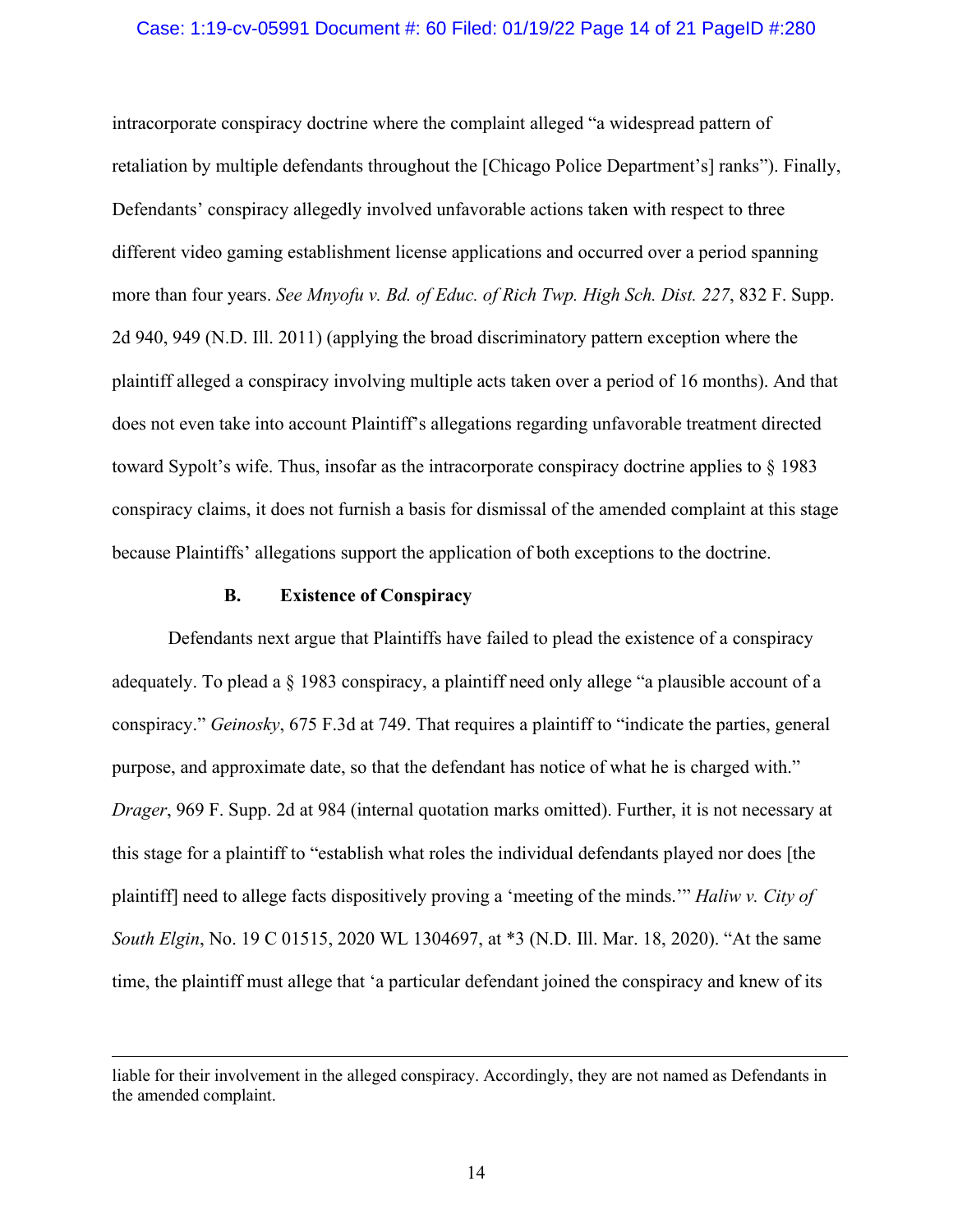intracorporate conspiracy doctrine where the complaint alleged "a widespread pattern of retaliation by multiple defendants throughout the [Chicago Police Department's] ranks"). Finally, Defendants' conspiracy allegedly involved unfavorable actions taken with respect to three different video gaming establishment license applications and occurred over a period spanning more than four years. *See Mnyofu v. Bd. of Educ. of Rich Twp. High Sch. Dist. 227*, 832 F. Supp. 2d 940, 949 (N.D. Ill. 2011) (applying the broad discriminatory pattern exception where the plaintiff alleged a conspiracy involving multiple acts taken over a period of 16 months). And that does not even take into account Plaintiff's allegations regarding unfavorable treatment directed toward Sypolt's wife. Thus, insofar as the intracorporate conspiracy doctrine applies to § 1983 conspiracy claims, it does not furnish a basis for dismissal of the amended complaint at this stage because Plaintiffs' allegations support the application of both exceptions to the doctrine.

### B. Existence of Conspiracy

Defendants next argue that Plaintiffs have failed to plead the existence of a conspiracy adequately. To plead a § 1983 conspiracy, a plaintiff need only allege "a plausible account of a conspiracy." *Geinosky*, 675 F.3d at 749. That requires a plaintiff to "indicate the parties, general purpose, and approximate date, so that the defendant has notice of what he is charged with." *Drager*, 969 F. Supp. 2d at 984 (internal quotation marks omitted). Further, it is not necessary at this stage for a plaintiff to "establish what roles the individual defendants played nor does [the plaintiff] need to allege facts dispositively proving a 'meeting of the minds.'" *Haliw v. City of South Elgin*, No. 19 C 01515, 2020 WL 1304697, at *3 (N.D. Ill. Mar. 18, 2020). "At the same time, the plaintiff must allege that 'a particular defendant joined the conspiracy and knew of its

---

liable for their involvement in the alleged conspiracy. Accordingly, they are not named as Defendants in the amended complaint.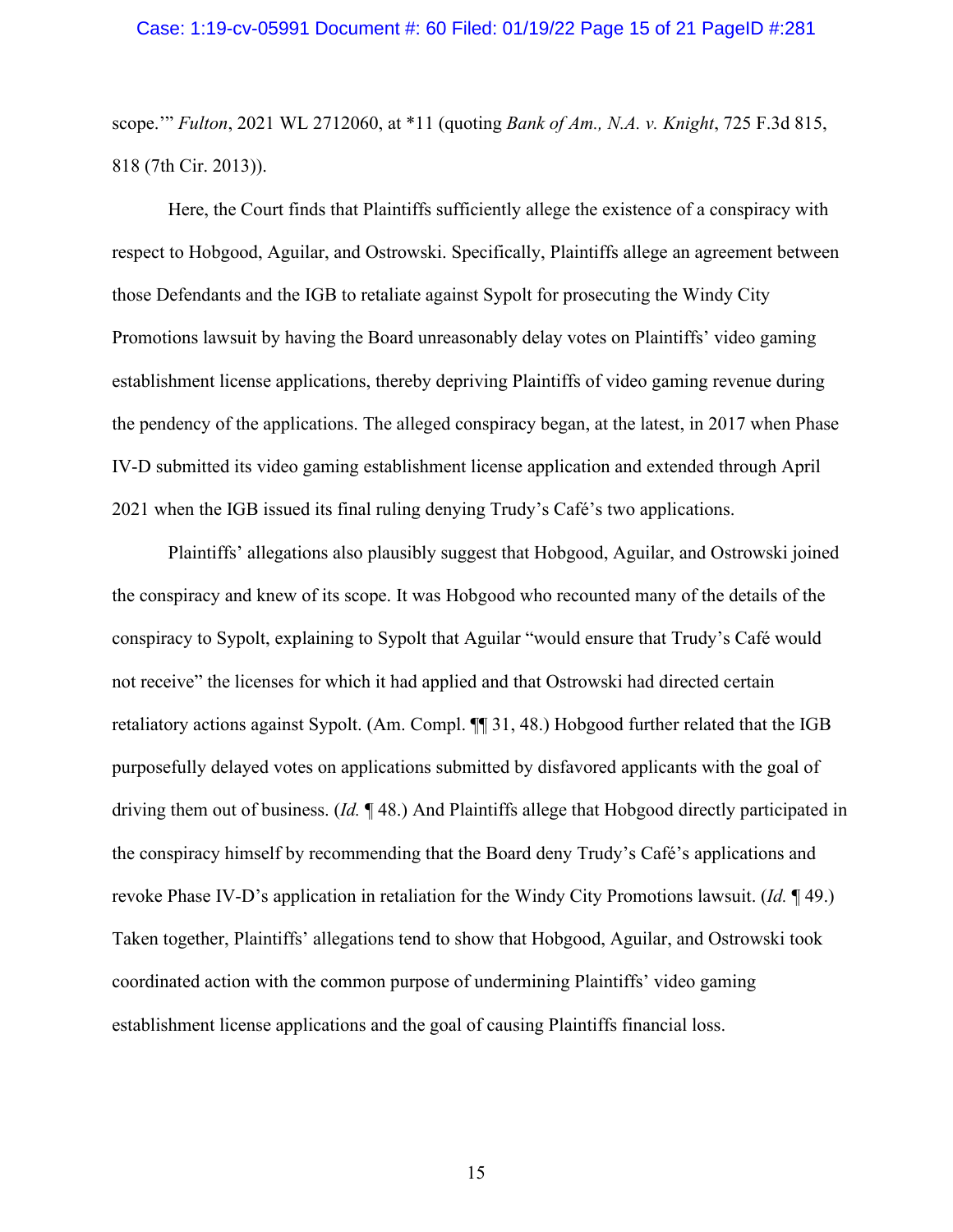scope.'" *Fulton*, 2021 WL 2712060, at *11 (quoting *Bank of Am., N.A. v. Knight*, 725 F.3d 815, 818 (7th Cir. 2013)).

Here, the Court finds that Plaintiffs sufficiently allege the existence of a conspiracy with respect to Hobgood, Aguilar, and Ostrowski. Specifically, Plaintiffs allege an agreement between those Defendants and the IGB to retaliate against Sypolt for prosecuting the Windy City Promotions lawsuit by having the Board unreasonably delay votes on Plaintiffs' video gaming establishment license applications, thereby depriving Plaintiffs of video gaming revenue during the pendency of the applications. The alleged conspiracy began, at the latest, in 2017 when Phase IV-D submitted its video gaming establishment license application and extended through April 2021 when the IGB issued its final ruling denying Trudy's Café's two applications.

Plaintiffs' allegations also plausibly suggest that Hobgood, Aguilar, and Ostrowski joined the conspiracy and knew of its scope. It was Hobgood who recounted many of the details of the conspiracy to Sypolt, explaining to Sypolt that Aguilar "would ensure that Trudy's Café would not receive" the licenses for which it had applied and that Ostrowski had directed certain retaliatory actions against Sypolt. (Am. Compl. ¶¶ 31, 48.) Hobgood further related that the IGB purposefully delayed votes on applications submitted by disfavored applicants with the goal of driving them out of business. (*Id.* ¶ 48.) And Plaintiffs allege that Hobgood directly participated in the conspiracy himself by recommending that the Board deny Trudy's Café's applications and revoke Phase IV-D's application in retaliation for the Windy City Promotions lawsuit. (*Id.* ¶ 49.) Taken together, Plaintiffs' allegations tend to show that Hobgood, Aguilar, and Ostrowski took coordinated action with the common purpose of undermining Plaintiffs' video gaming establishment license applications and the goal of causing Plaintiffs financial loss.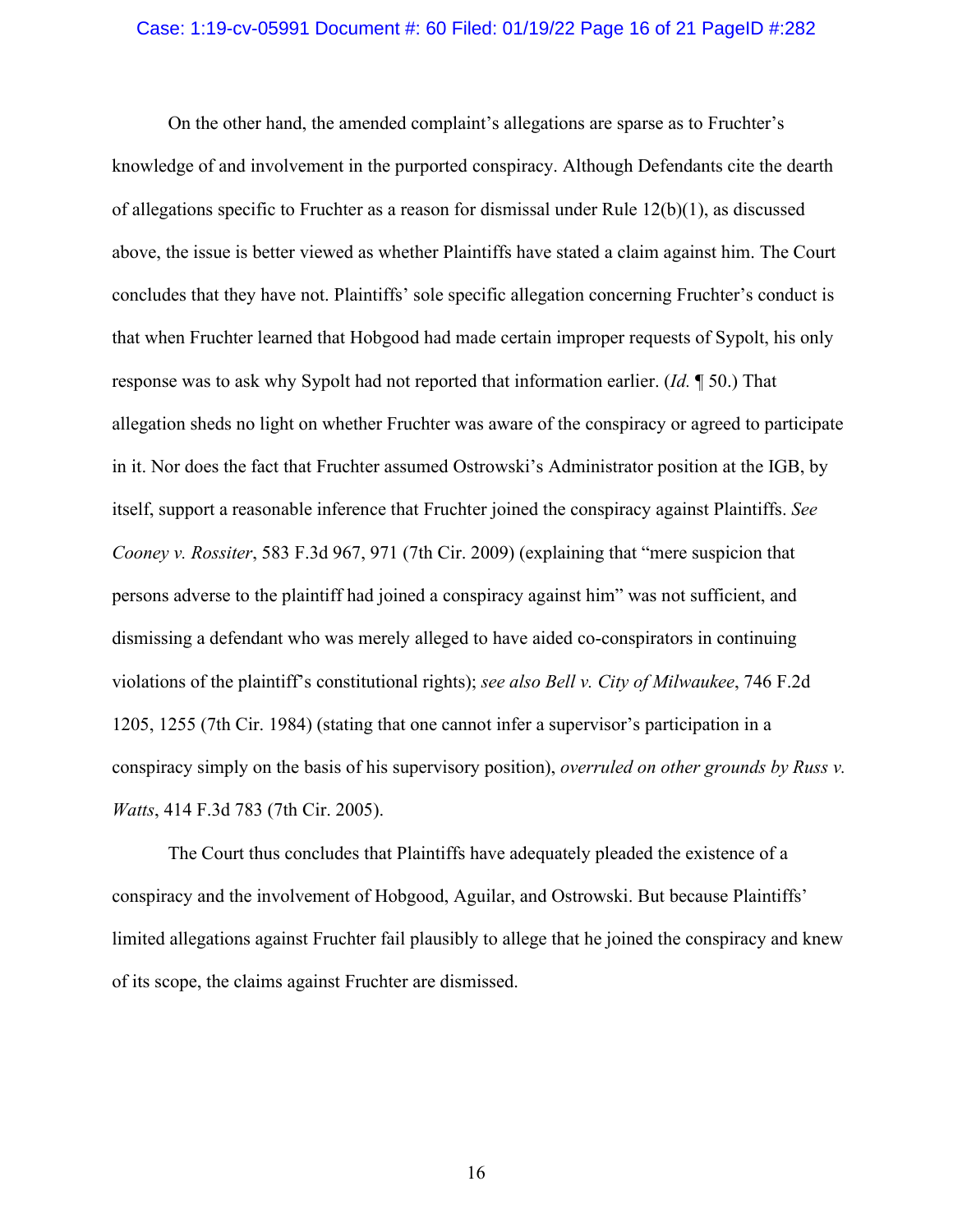On the other hand, the amended complaint's allegations are sparse as to Fruchter's knowledge of and involvement in the purported conspiracy. Although Defendants cite the dearth of allegations specific to Fruchter as a reason for dismissal under Rule 12(b)(1), as discussed above, the issue is better viewed as whether Plaintiffs have stated a claim against him. The Court concludes that they have not. Plaintiffs' sole specific allegation concerning Fruchter's conduct is that when Fruchter learned that Hobgood had made certain improper requests of Sypolt, his only response was to ask why Sypolt had not reported that information earlier. (*Id.* ¶ 50.) That allegation sheds no light on whether Fruchter was aware of the conspiracy or agreed to participate in it. Nor does the fact that Fruchter assumed Ostrowski's Administrator position at the IGB, by itself, support a reasonable inference that Fruchter joined the conspiracy against Plaintiffs. *See Cooney v. Rossiter*, 583 F.3d 967, 971 (7th Cir. 2009) (explaining that "mere suspicion that persons adverse to the plaintiff had joined a conspiracy against him" was not sufficient, and dismissing a defendant who was merely alleged to have aided co-conspirators in continuing violations of the plaintiff's constitutional rights); *see also Bell v. City of Milwaukee*, 746 F.2d 1205, 1255 (7th Cir. 1984) (stating that one cannot infer a supervisor's participation in a conspiracy simply on the basis of his supervisory position), *overruled on other grounds by Russ v. Watts*, 414 F.3d 783 (7th Cir. 2005).

The Court thus concludes that Plaintiffs have adequately pleaded the existence of a conspiracy and the involvement of Hobgood, Aguilar, and Ostrowski. But because Plaintiffs' limited allegations against Fruchter fail plausibly to allege that he joined the conspiracy and knew of its scope, the claims against Fruchter are dismissed.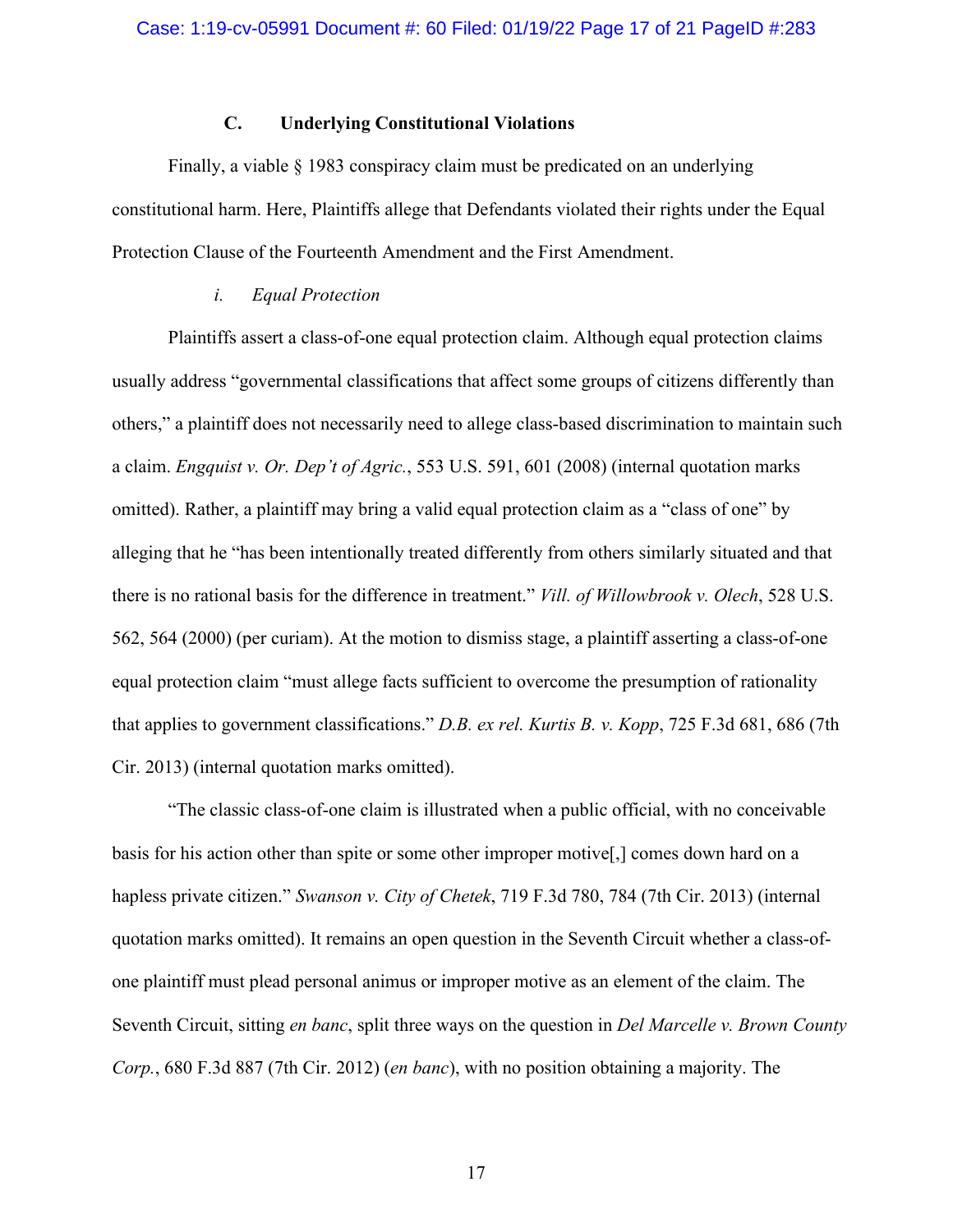### C. Underlying Constitutional Violations

Finally, a viable § 1983 conspiracy claim must be predicated on an underlying constitutional harm. Here, Plaintiffs allege that Defendants violated their rights under the Equal Protection Clause of the Fourteenth Amendment and the First Amendment.

#### *i. Equal Protection*

Plaintiffs assert a class-of-one equal protection claim. Although equal protection claims usually address "governmental classifications that affect some groups of citizens differently than others," a plaintiff does not necessarily need to allege class-based discrimination to maintain such a claim. *Engquist v. Or. Dep't of Agric.*, 553 U.S. 591, 601 (2008) (internal quotation marks omitted). Rather, a plaintiff may bring a valid equal protection claim as a "class of one" by alleging that he "has been intentionally treated differently from others similarly situated and that there is no rational basis for the difference in treatment." *Vill. of Willowbrook v. Olech*, 528 U.S. 562, 564 (2000) (per curiam). At the motion to dismiss stage, a plaintiff asserting a class-of-one equal protection claim "must allege facts sufficient to overcome the presumption of rationality that applies to government classifications." *D.B. ex rel. Kurtis B. v. Kopp*, 725 F.3d 681, 686 (7th Cir. 2013) (internal quotation marks omitted).

"The classic class-of-one claim is illustrated when a public official, with no conceivable basis for his action other than spite or some other improper motive[,] comes down hard on a hapless private citizen." *Swanson v. City of Chetek*, 719 F.3d 780, 784 (7th Cir. 2013) (internal quotation marks omitted). It remains an open question in the Seventh Circuit whether a class-of-one plaintiff must plead personal animus or improper motive as an element of the claim. The Seventh Circuit, sitting *en banc*, split three ways on the question in *Del Marcelle v. Brown County Corp.*, 680 F.3d 887 (7th Cir. 2012) (*en banc*), with no position obtaining a majority. The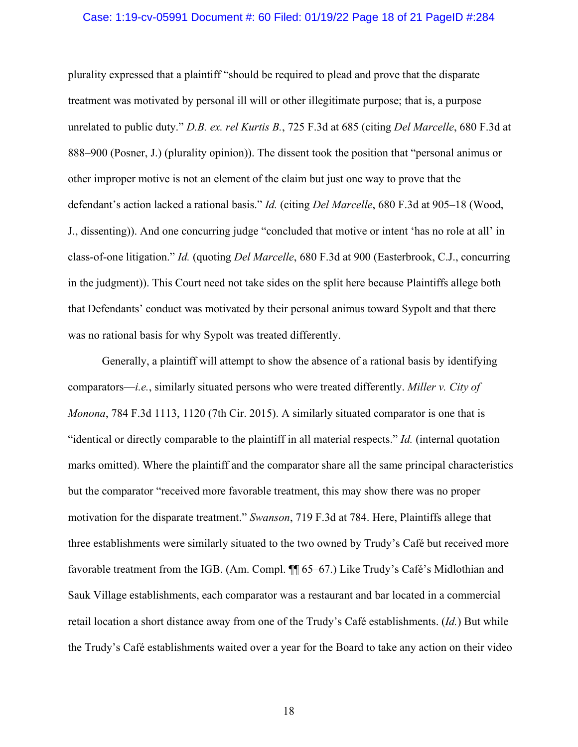plurality expressed that a plaintiff "should be required to plead and prove that the disparate treatment was motivated by personal ill will or other illegitimate purpose; that is, a purpose unrelated to public duty." *D.B. ex. rel Kurtis B.*, 725 F.3d at 685 (citing *Del Marcelle*, 680 F.3d at 888–900 (Posner, J.) (plurality opinion)). The dissent took the position that "personal animus or other improper motive is not an element of the claim but just one way to prove that the defendant's action lacked a rational basis." *Id.* (citing *Del Marcelle*, 680 F.3d at 905–18 (Wood, J., dissenting)). And one concurring judge "concluded that motive or intent 'has no role at all' in class-of-one litigation." *Id.* (quoting *Del Marcelle*, 680 F.3d at 900 (Easterbrook, C.J., concurring in the judgment)). This Court need not take sides on the split here because Plaintiffs allege both that Defendants' conduct was motivated by their personal animus toward Sypolt and that there was no rational basis for why Sypolt was treated differently.

Generally, a plaintiff will attempt to show the absence of a rational basis by identifying comparators—*i.e.*, similarly situated persons who were treated differently. *Miller v. City of Monona*, 784 F.3d 1113, 1120 (7th Cir. 2015). A similarly situated comparator is one that is "identical or directly comparable to the plaintiff in all material respects." *Id.* (internal quotation marks omitted). Where the plaintiff and the comparator share all the same principal characteristics but the comparator "received more favorable treatment, this may show there was no proper motivation for the disparate treatment." *Swanson*, 719 F.3d at 784. Here, Plaintiffs allege that three establishments were similarly situated to the two owned by Trudy's Café but received more favorable treatment from the IGB. (Am. Compl. ¶¶ 65–67.) Like Trudy's Café's Midlothian and Sauk Village establishments, each comparator was a restaurant and bar located in a commercial retail location a short distance away from one of the Trudy's Café establishments. (*Id.*) But while the Trudy's Café establishments waited over a year for the Board to take any action on their video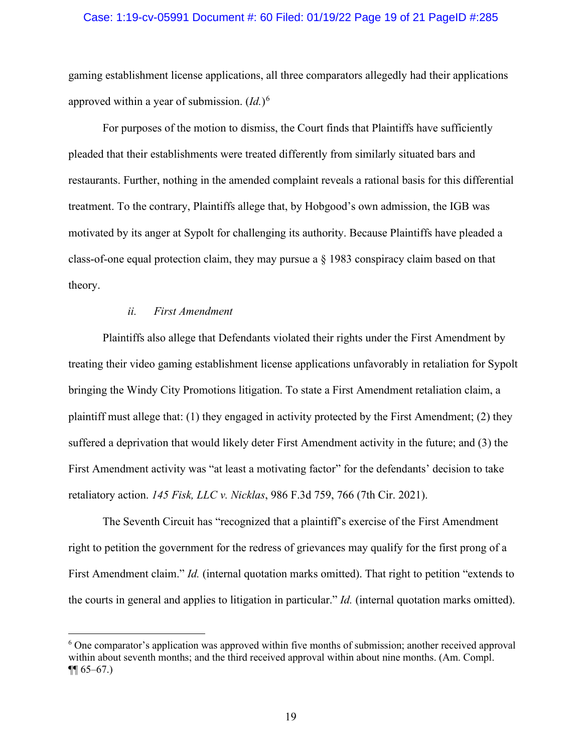gaming establishment license applications, all three comparators allegedly had their applications approved within a year of submission. (*Id.*)[6]

For purposes of the motion to dismiss, the Court finds that Plaintiffs have sufficiently pleaded that their establishments were treated differently from similarly situated bars and restaurants. Further, nothing in the amended complaint reveals a rational basis for this differential treatment. To the contrary, Plaintiffs allege that, by Hobgood's own admission, the IGB was motivated by its anger at Sypolt for challenging its authority. Because Plaintiffs have pleaded a class-of-one equal protection claim, they may pursue a § 1983 conspiracy claim based on that theory.

*ii. First Amendment*

Plaintiffs also allege that Defendants violated their rights under the First Amendment by treating their video gaming establishment license applications unfavorably in retaliation for Sypolt bringing the Windy City Promotions litigation. To state a First Amendment retaliation claim, a plaintiff must allege that: (1) they engaged in activity protected by the First Amendment; (2) they suffered a deprivation that would likely deter First Amendment activity in the future; and (3) the First Amendment activity was "at least a motivating factor" for the defendants' decision to take retaliatory action. *145 Fisk, LLC v. Nicklas*, 986 F.3d 759, 766 (7th Cir. 2021).

The Seventh Circuit has "recognized that a plaintiff's exercise of the First Amendment right to petition the government for the redress of grievances may qualify for the first prong of a First Amendment claim." *Id.* (internal quotation marks omitted). That right to petition "extends to the courts in general and applies to litigation in particular." *Id.* (internal quotation marks omitted).

---

[6] One comparator's application was approved within five months of submission; another received approval within about seventh months; and the third received approval within about nine months. (Am. Compl. ¶¶ 65–67.)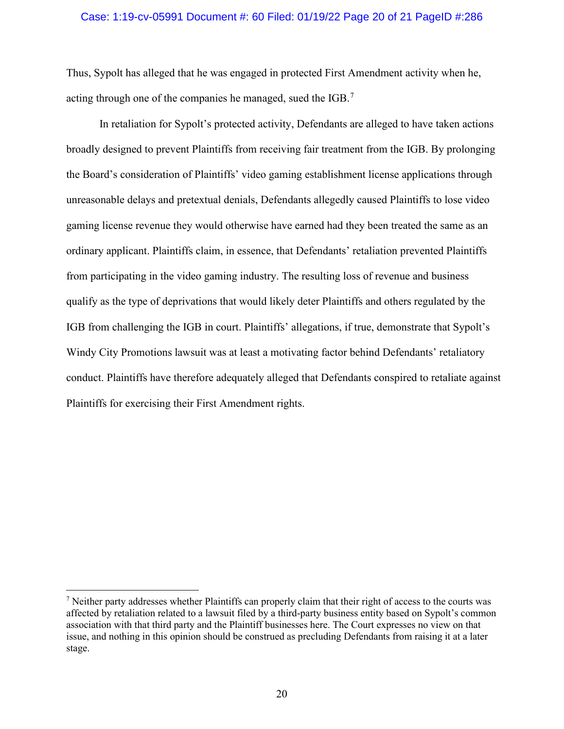Thus, Sypolt has alleged that he was engaged in protected First Amendment activity when he, acting through one of the companies he managed, sued the IGB.[7]

In retaliation for Sypolt's protected activity, Defendants are alleged to have taken actions broadly designed to prevent Plaintiffs from receiving fair treatment from the IGB. By prolonging the Board's consideration of Plaintiffs' video gaming establishment license applications through unreasonable delays and pretextual denials, Defendants allegedly caused Plaintiffs to lose video gaming license revenue they would otherwise have earned had they been treated the same as an ordinary applicant. Plaintiffs claim, in essence, that Defendants' retaliation prevented Plaintiffs from participating in the video gaming industry. The resulting loss of revenue and business qualify as the type of deprivations that would likely deter Plaintiffs and others regulated by the IGB from challenging the IGB in court. Plaintiffs' allegations, if true, demonstrate that Sypolt's Windy City Promotions lawsuit was at least a motivating factor behind Defendants' retaliatory conduct. Plaintiffs have therefore adequately alleged that Defendants conspired to retaliate against Plaintiffs for exercising their First Amendment rights.

[7] Neither party addresses whether Plaintiffs can properly claim that their right of access to the courts was affected by retaliation related to a lawsuit filed by a third-party business entity based on Sypolt's common association with that third party and the Plaintiff businesses here. The Court expresses no view on that issue, and nothing in this opinion should be construed as precluding Defendants from raising it at a later stage.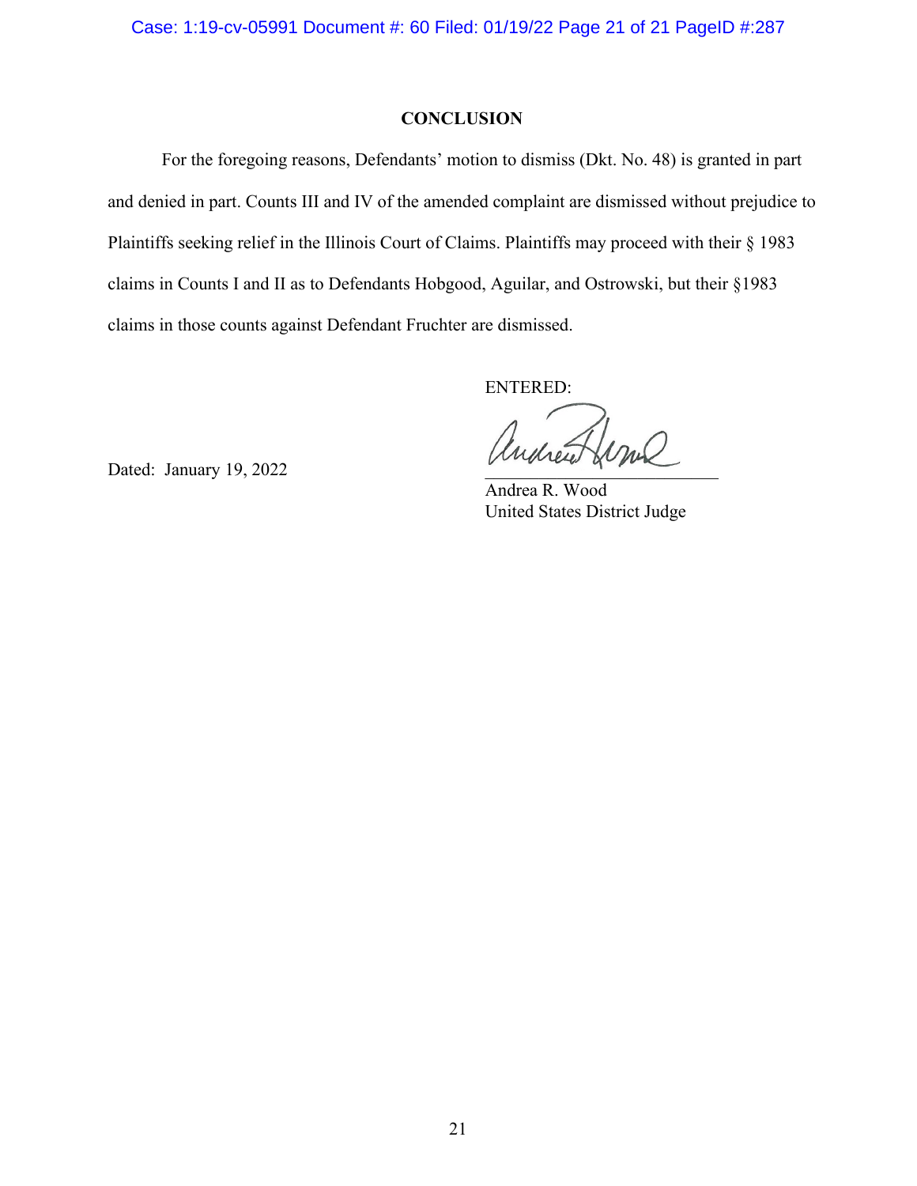## CONCLUSION

For the foregoing reasons, Defendants' motion to dismiss (Dkt. No. 48) is granted in part and denied in part. Counts III and IV of the amended complaint are dismissed without prejudice to Plaintiffs seeking relief in the Illinois Court of Claims. Plaintiffs may proceed with their § 1983 claims in Counts I and II as to Defendants Hobgood, Aguilar, and Ostrowski, but their §1983 claims in those counts against Defendant Fruchter are dismissed.

ENTERED:

Dated: January 19, 2022

Andrea R. Wood
United States District Judge